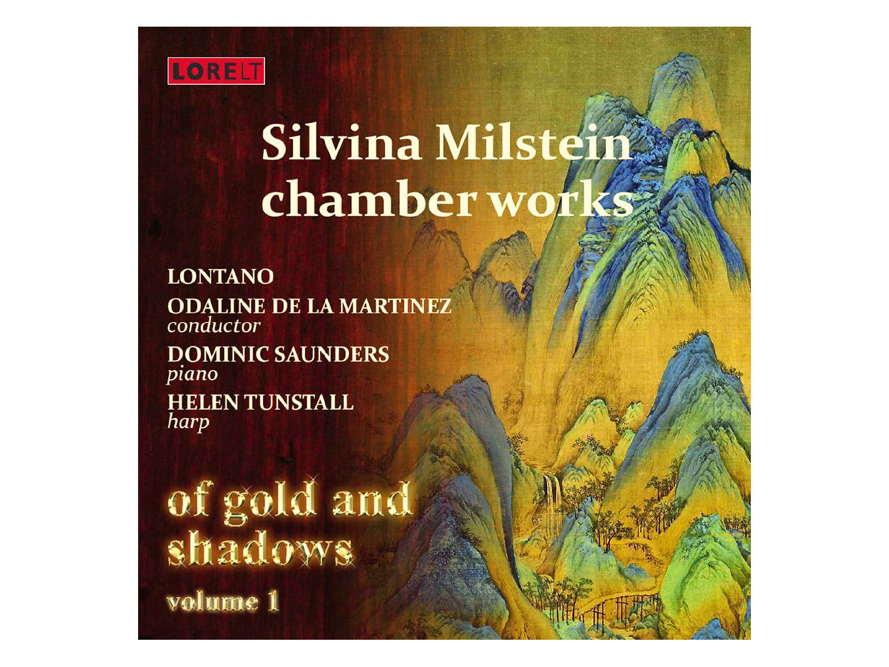LORELT

# Silvina Milstein chamber works

**LONTANO**

**ODALINE DE LA MARTINEZ**
*conductor*

**DOMINIC SAUNDERS**
*piano*

**HELEN TUNSTALL**
*harp*

## of gold and shadows

volume 1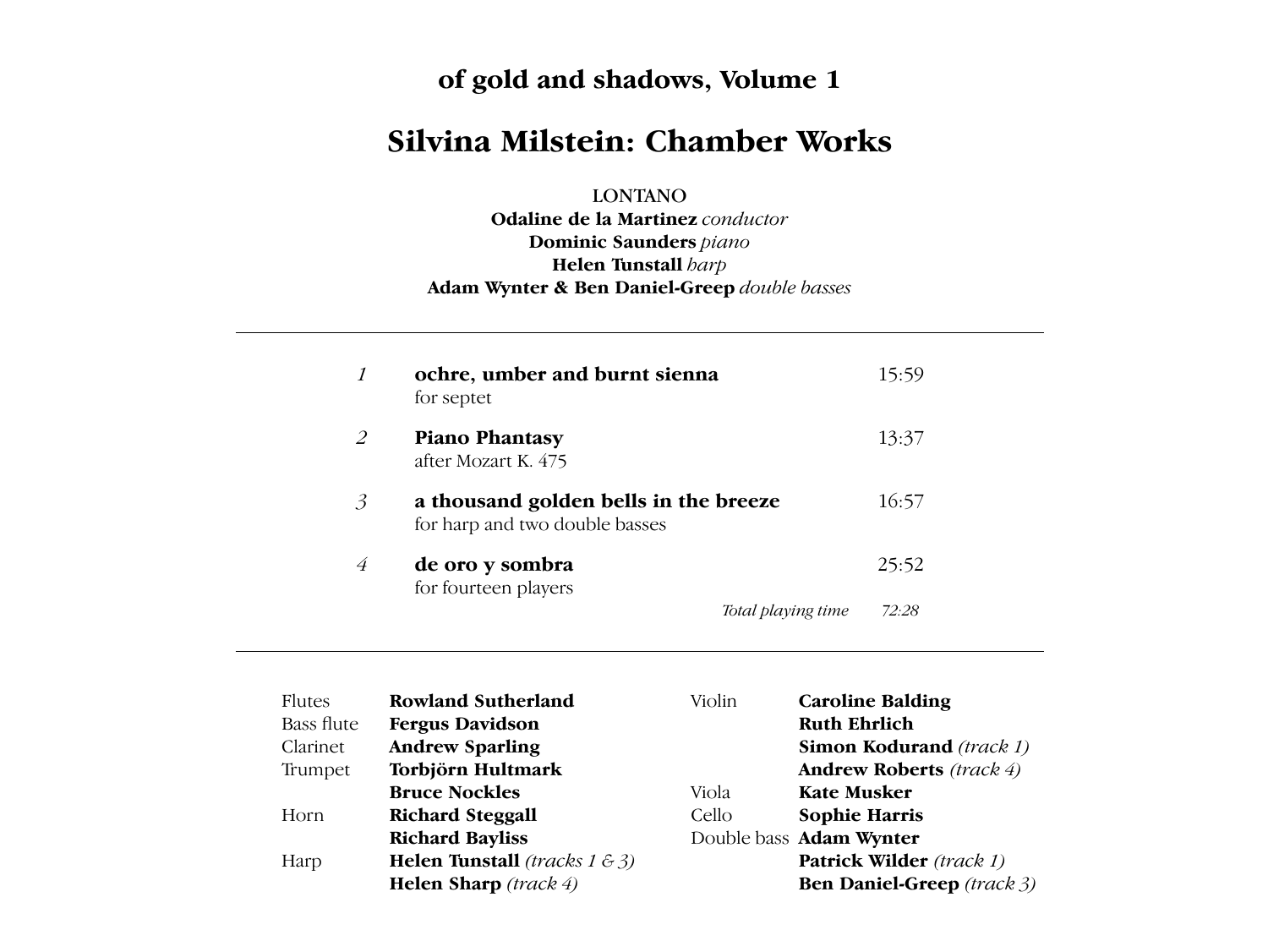## of gold and shadows, Volume 1

# Silvina Milstein: Chamber Works

LONTANO
**Odaline de la Martinez** *conductor*
**Dominic Saunders** *piano*
**Helen Tunstall** *harp*
**Adam Wynter & Ben Daniel-Greep** *double basses*

---

| | | |
|---|---|---|
| *1* | **ochre, umber and burnt sienna**<br>for septet | 15:59 |
| *2* | **Piano Phantasy**<br>after Mozart K. 475 | 13:37 |
| *3* | **a thousand golden bells in the breeze**<br>for harp and two double basses | 16:57 |
| *4* | **de oro y sombra**<br>for fourteen players | 25:52 |
| | *Total playing time* | *72:28* |

---

| | |
|---|---|
| Flutes | **Rowland Sutherland** |
| Bass flute | **Fergus Davidson** |
| Clarinet | **Andrew Sparling** |
| Trumpet | **Torbjörn Hultmark** |
| | **Bruce Nockles** |
| Horn | **Richard Steggall** |
| | **Richard Bayliss** |
| Harp | **Helen Tunstall** *(tracks 1 & 3)* |
| | **Helen Sharp** *(track 4)* |
| Violin | **Caroline Balding** |
| | **Ruth Ehrlich** |
| | **Simon Kodurand** *(track 1)* |
| | **Andrew Roberts** *(track 4)* |
| Viola | **Kate Musker** |
| Cello | **Sophie Harris** |
| Double bass | **Adam Wynter** |
| | **Patrick Wilder** *(track 1)* |
| | **Ben Daniel-Greep** *(track 3)* |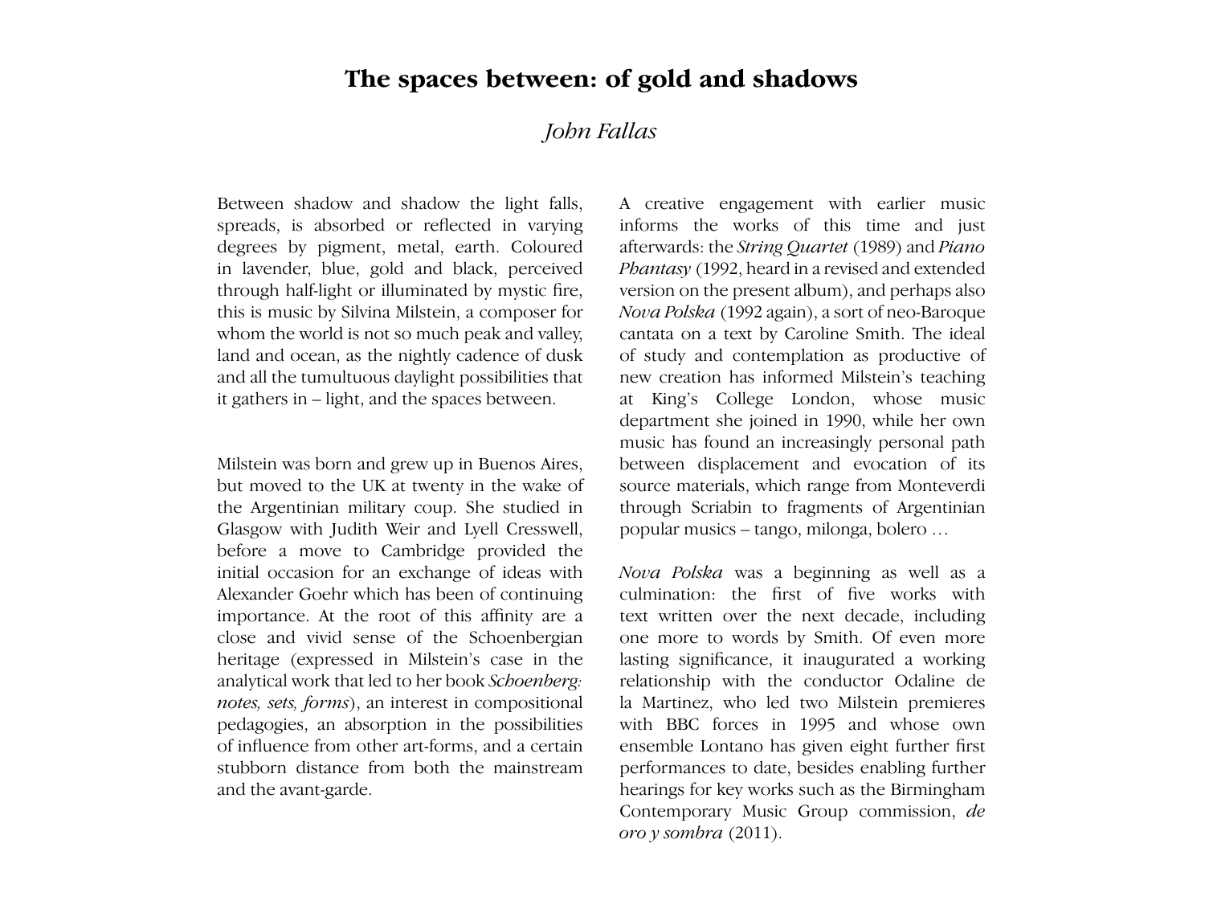# The spaces between: of gold and shadows

*John Fallas*

Between shadow and shadow the light falls, spreads, is absorbed or reflected in varying degrees by pigment, metal, earth. Coloured in lavender, blue, gold and black, perceived through half-light or illuminated by mystic fire, this is music by Silvina Milstein, a composer for whom the world is not so much peak and valley, land and ocean, as the nightly cadence of dusk and all the tumultuous daylight possibilities that it gathers in – light, and the spaces between.

Milstein was born and grew up in Buenos Aires, but moved to the UK at twenty in the wake of the Argentinian military coup. She studied in Glasgow with Judith Weir and Lyell Cresswell, before a move to Cambridge provided the initial occasion for an exchange of ideas with Alexander Goehr which has been of continuing importance. At the root of this affinity are a close and vivid sense of the Schoenbergian heritage (expressed in Milstein's case in the analytical work that led to her book *Schoenberg: notes, sets, forms*), an interest in compositional pedagogies, an absorption in the possibilities of influence from other art-forms, and a certain stubborn distance from both the mainstream and the avant-garde.

A creative engagement with earlier music informs the works of this time and just afterwards: the *String Quartet* (1989) and *Piano Phantasy* (1992, heard in a revised and extended version on the present album), and perhaps also *Nova Polska* (1992 again), a sort of neo-Baroque cantata on a text by Caroline Smith. The ideal of study and contemplation as productive of new creation has informed Milstein's teaching at King's College London, whose music department she joined in 1990, while her own music has found an increasingly personal path between displacement and evocation of its source materials, which range from Monteverdi through Scriabin to fragments of Argentinian popular musics – tango, milonga, bolero …

*Nova Polska* was a beginning as well as a culmination: the first of five works with text written over the next decade, including one more to words by Smith. Of even more lasting significance, it inaugurated a working relationship with the conductor Odaline de la Martinez, who led two Milstein premieres with BBC forces in 1995 and whose own ensemble Lontano has given eight further first performances to date, besides enabling further hearings for key works such as the Birmingham Contemporary Music Group commission, *de oro y sombra* (2011).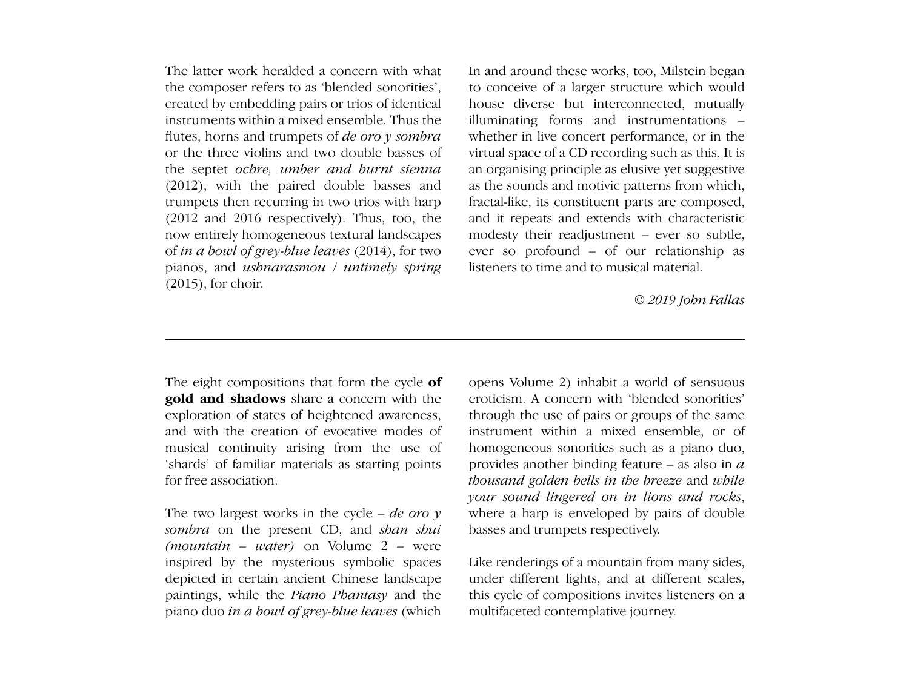The latter work heralded a concern with what the composer refers to as 'blended sonorities', created by embedding pairs or trios of identical instruments within a mixed ensemble. Thus the flutes, horns and trumpets of *de oro y sombra* or the three violins and two double basses of the septet *ochre, umber and burnt sienna* (2012), with the paired double basses and trumpets then recurring in two trios with harp (2012 and 2016 respectively). Thus, too, the now entirely homogeneous textural landscapes of *in a bowl of grey-blue leaves* (2014), for two pianos, and *ushnarasmou / untimely spring* (2015), for choir.

In and around these works, too, Milstein began to conceive of a larger structure which would house diverse but interconnected, mutually illuminating forms and instrumentations – whether in live concert performance, or in the virtual space of a CD recording such as this. It is an organising principle as elusive yet suggestive as the sounds and motivic patterns from which, fractal-like, its constituent parts are composed, and it repeats and extends with characteristic modesty their readjustment – ever so subtle, ever so profound – of our relationship as listeners to time and to musical material.

*© 2019 John Fallas*

---

The eight compositions that form the cycle **of gold and shadows** share a concern with the exploration of states of heightened awareness, and with the creation of evocative modes of musical continuity arising from the use of 'shards' of familiar materials as starting points for free association.

The two largest works in the cycle – *de oro y sombra* on the present CD, and *shan shui (mountain – water)* on Volume 2 – were inspired by the mysterious symbolic spaces depicted in certain ancient Chinese landscape paintings, while the *Piano Phantasy* and the piano duo *in a bowl of grey-blue leaves* (which opens Volume 2) inhabit a world of sensuous eroticism. A concern with 'blended sonorities' through the use of pairs or groups of the same instrument within a mixed ensemble, or of homogeneous sonorities such as a piano duo, provides another binding feature – as also in *a thousand golden bells in the breeze* and *while your sound lingered on in lions and rocks*, where a harp is enveloped by pairs of double basses and trumpets respectively.

Like renderings of a mountain from many sides, under different lights, and at different scales, this cycle of compositions invites listeners on a multifaceted contemplative journey.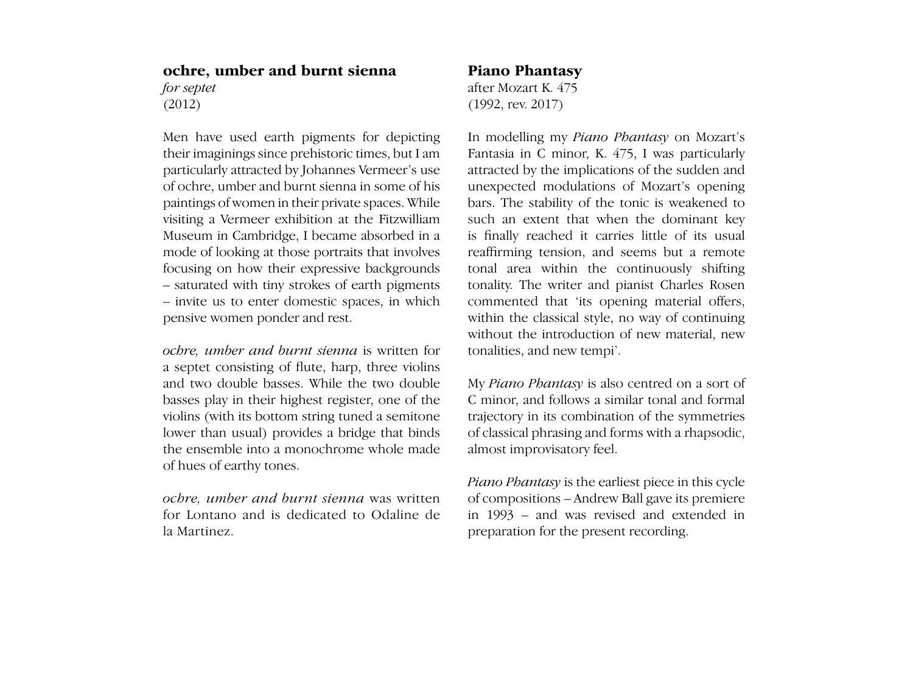## ochre, umber and burnt sienna

*for septet*
(2012)

Men have used earth pigments for depicting their imaginings since prehistoric times, but I am particularly attracted by Johannes Vermeer's use of ochre, umber and burnt sienna in some of his paintings of women in their private spaces. While visiting a Vermeer exhibition at the Fitzwilliam Museum in Cambridge, I became absorbed in a mode of looking at those portraits that involves focusing on how their expressive backgrounds – saturated with tiny strokes of earth pigments – invite us to enter domestic spaces, in which pensive women ponder and rest.

*ochre, umber and burnt sienna* is written for a septet consisting of flute, harp, three violins and two double basses. While the two double basses play in their highest register, one of the violins (with its bottom string tuned a semitone lower than usual) provides a bridge that binds the ensemble into a monochrome whole made of hues of earthy tones.

*ochre, umber and burnt sienna* was written for Lontano and is dedicated to Odaline de la Martinez.

## Piano Phantasy

after Mozart K. 475
(1992, rev. 2017)

In modelling my *Piano Phantasy* on Mozart's Fantasia in C minor, K. 475, I was particularly attracted by the implications of the sudden and unexpected modulations of Mozart's opening bars. The stability of the tonic is weakened to such an extent that when the dominant key is finally reached it carries little of its usual reaffirming tension, and seems but a remote tonal area within the continuously shifting tonality. The writer and pianist Charles Rosen commented that 'its opening material offers, within the classical style, no way of continuing without the introduction of new material, new tonalities, and new tempi'.

My *Piano Phantasy* is also centred on a sort of C minor, and follows a similar tonal and formal trajectory in its combination of the symmetries of classical phrasing and forms with a rhapsodic, almost improvisatory feel.

*Piano Phantasy* is the earliest piece in this cycle of compositions – Andrew Ball gave its premiere in 1993 – and was revised and extended in preparation for the present recording.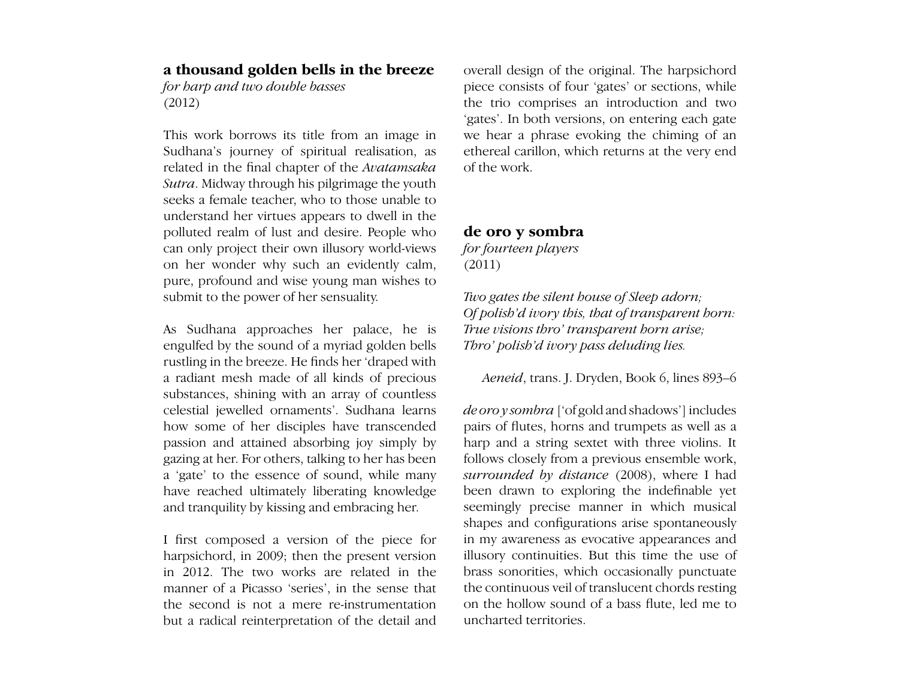## a thousand golden bells in the breeze

*for harp and two double basses*
(2012)

This work borrows its title from an image in Sudhana's journey of spiritual realisation, as related in the final chapter of the *Avatamsaka Sutra*. Midway through his pilgrimage the youth seeks a female teacher, who to those unable to understand her virtues appears to dwell in the polluted realm of lust and desire. People who can only project their own illusory world-views on her wonder why such an evidently calm, pure, profound and wise young man wishes to submit to the power of her sensuality.

As Sudhana approaches her palace, he is engulfed by the sound of a myriad golden bells rustling in the breeze. He finds her 'draped with a radiant mesh made of all kinds of precious substances, shining with an array of countless celestial jewelled ornaments'. Sudhana learns how some of her disciples have transcended passion and attained absorbing joy simply by gazing at her. For others, talking to her has been a 'gate' to the essence of sound, while many have reached ultimately liberating knowledge and tranquility by kissing and embracing her.

I first composed a version of the piece for harpsichord, in 2009; then the present version in 2012. The two works are related in the manner of a Picasso 'series', in the sense that the second is not a mere re-instrumentation but a radical reinterpretation of the detail and overall design of the original. The harpsichord piece consists of four 'gates' or sections, while the trio comprises an introduction and two 'gates'. In both versions, on entering each gate we hear a phrase evoking the chiming of an ethereal carillon, which returns at the very end of the work.

## de oro y sombra

*for fourteen players*
(2011)

*Two gates the silent house of Sleep adorn;*
*Of polish'd ivory this, that of transparent horn:*
*True visions thro' transparent horn arise;*
*Thro' polish'd ivory pass deluding lies.*

*Aeneid*, trans. J. Dryden, Book 6, lines 893–6

*de oro y sombra* ['of gold and shadows'] includes pairs of flutes, horns and trumpets as well as a harp and a string sextet with three violins. It follows closely from a previous ensemble work, *surrounded by distance* (2008), where I had been drawn to exploring the indefinable yet seemingly precise manner in which musical shapes and configurations arise spontaneously in my awareness as evocative appearances and illusory continuities. But this time the use of brass sonorities, which occasionally punctuate the continuous veil of translucent chords resting on the hollow sound of a bass flute, led me to uncharted territories.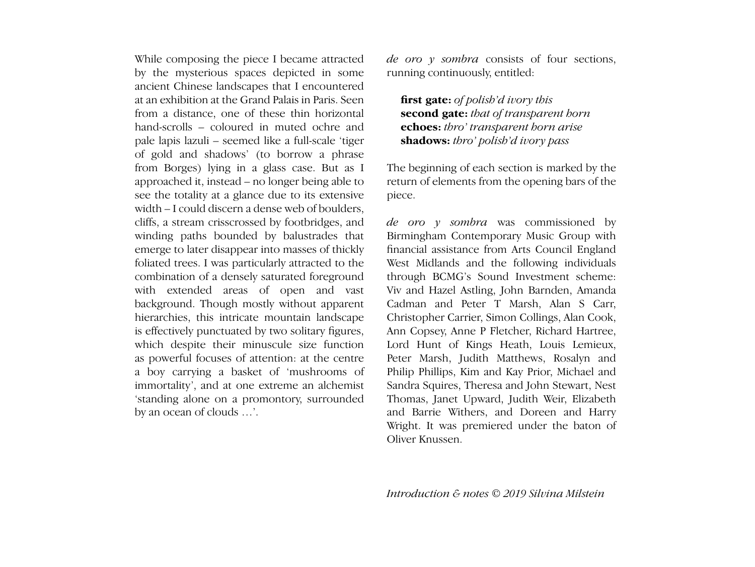While composing the piece I became attracted by the mysterious spaces depicted in some ancient Chinese landscapes that I encountered at an exhibition at the Grand Palais in Paris. Seen from a distance, one of these thin horizontal hand-scrolls – coloured in muted ochre and pale lapis lazuli – seemed like a full-scale 'tiger of gold and shadows' (to borrow a phrase from Borges) lying in a glass case. But as I approached it, instead – no longer being able to see the totality at a glance due to its extensive width – I could discern a dense web of boulders, cliffs, a stream crisscrossed by footbridges, and winding paths bounded by balustrades that emerge to later disappear into masses of thickly foliated trees. I was particularly attracted to the combination of a densely saturated foreground with extended areas of open and vast background. Though mostly without apparent hierarchies, this intricate mountain landscape is effectively punctuated by two solitary figures, which despite their minuscule size function as powerful focuses of attention: at the centre a boy carrying a basket of 'mushrooms of immortality', and at one extreme an alchemist 'standing alone on a promontory, surrounded by an ocean of clouds …'.

*de oro y sombra* consists of four sections, running continuously, entitled:

**first gate:** *of polish'd ivory this*
**second gate:** *that of transparent horn*
**echoes:** *thro' transparent horn arise*
**shadows:** *thro' polish'd ivory pass*

The beginning of each section is marked by the return of elements from the opening bars of the piece.

*de oro y sombra* was commissioned by Birmingham Contemporary Music Group with financial assistance from Arts Council England West Midlands and the following individuals through BCMG's Sound Investment scheme: Viv and Hazel Astling, John Barnden, Amanda Cadman and Peter T Marsh, Alan S Carr, Christopher Carrier, Simon Collings, Alan Cook, Ann Copsey, Anne P Fletcher, Richard Hartree, Lord Hunt of Kings Heath, Louis Lemieux, Peter Marsh, Judith Matthews, Rosalyn and Philip Phillips, Kim and Kay Prior, Michael and Sandra Squires, Theresa and John Stewart, Nest Thomas, Janet Upward, Judith Weir, Elizabeth and Barrie Withers, and Doreen and Harry Wright. It was premiered under the baton of Oliver Knussen.

*Introduction & notes © 2019 Silvina Milstein*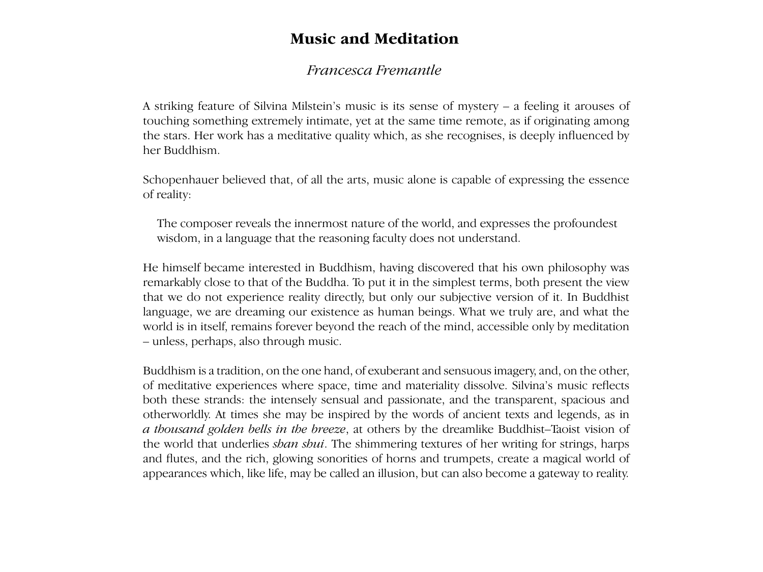# Music and Meditation

*Francesca Fremantle*

A striking feature of Silvina Milstein's music is its sense of mystery – a feeling it arouses of touching something extremely intimate, yet at the same time remote, as if originating among the stars. Her work has a meditative quality which, as she recognises, is deeply influenced by her Buddhism.

Schopenhauer believed that, of all the arts, music alone is capable of expressing the essence of reality:

> The composer reveals the innermost nature of the world, and expresses the profoundest wisdom, in a language that the reasoning faculty does not understand.

He himself became interested in Buddhism, having discovered that his own philosophy was remarkably close to that of the Buddha. To put it in the simplest terms, both present the view that we do not experience reality directly, but only our subjective version of it. In Buddhist language, we are dreaming our existence as human beings. What we truly are, and what the world is in itself, remains forever beyond the reach of the mind, accessible only by meditation – unless, perhaps, also through music.

Buddhism is a tradition, on the one hand, of exuberant and sensuous imagery, and, on the other, of meditative experiences where space, time and materiality dissolve. Silvina's music reflects both these strands: the intensely sensual and passionate, and the transparent, spacious and otherworldly. At times she may be inspired by the words of ancient texts and legends, as in *a thousand golden bells in the breeze*, at others by the dreamlike Buddhist–Taoist vision of the world that underlies *shan shui*. The shimmering textures of her writing for strings, harps and flutes, and the rich, glowing sonorities of horns and trumpets, create a magical world of appearances which, like life, may be called an illusion, but can also become a gateway to reality.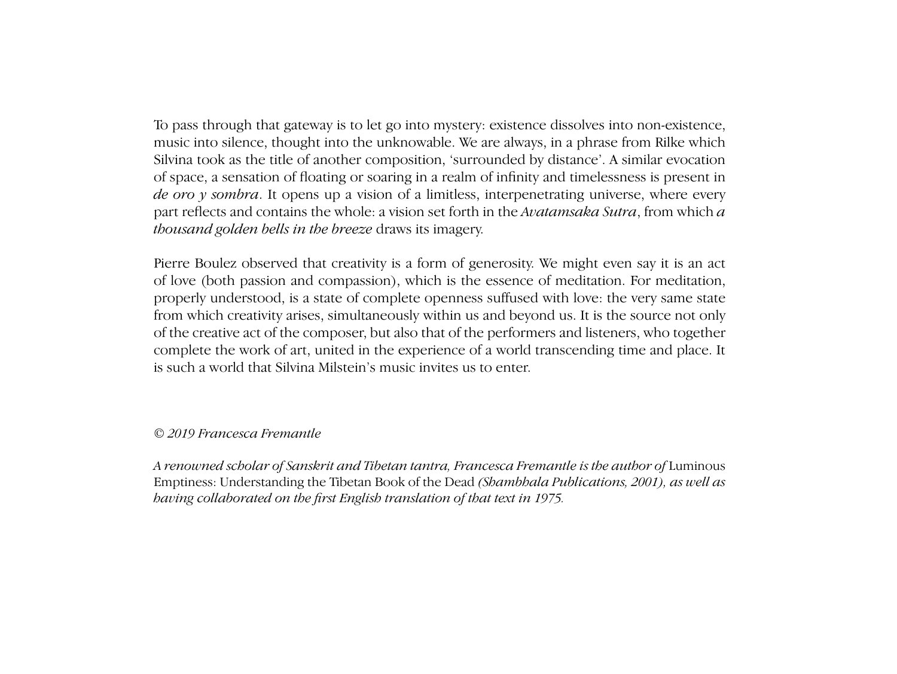To pass through that gateway is to let go into mystery: existence dissolves into non-existence, music into silence, thought into the unknowable. We are always, in a phrase from Rilke which Silvina took as the title of another composition, 'surrounded by distance'. A similar evocation of space, a sensation of floating or soaring in a realm of infinity and timelessness is present in *de oro y sombra*. It opens up a vision of a limitless, interpenetrating universe, where every part reflects and contains the whole: a vision set forth in the *Avatamsaka Sutra*, from which *a thousand golden bells in the breeze* draws its imagery.

Pierre Boulez observed that creativity is a form of generosity. We might even say it is an act of love (both passion and compassion), which is the essence of meditation. For meditation, properly understood, is a state of complete openness suffused with love: the very same state from which creativity arises, simultaneously within us and beyond us. It is the source not only of the creative act of the composer, but also that of the performers and listeners, who together complete the work of art, united in the experience of a world transcending time and place. It is such a world that Silvina Milstein's music invites us to enter.

*© 2019 Francesca Fremantle*

*A renowned scholar of Sanskrit and Tibetan tantra, Francesca Fremantle is the author of* Luminous Emptiness: Understanding the Tibetan Book of the Dead *(Shambhala Publications, 2001), as well as having collaborated on the first English translation of that text in 1975.*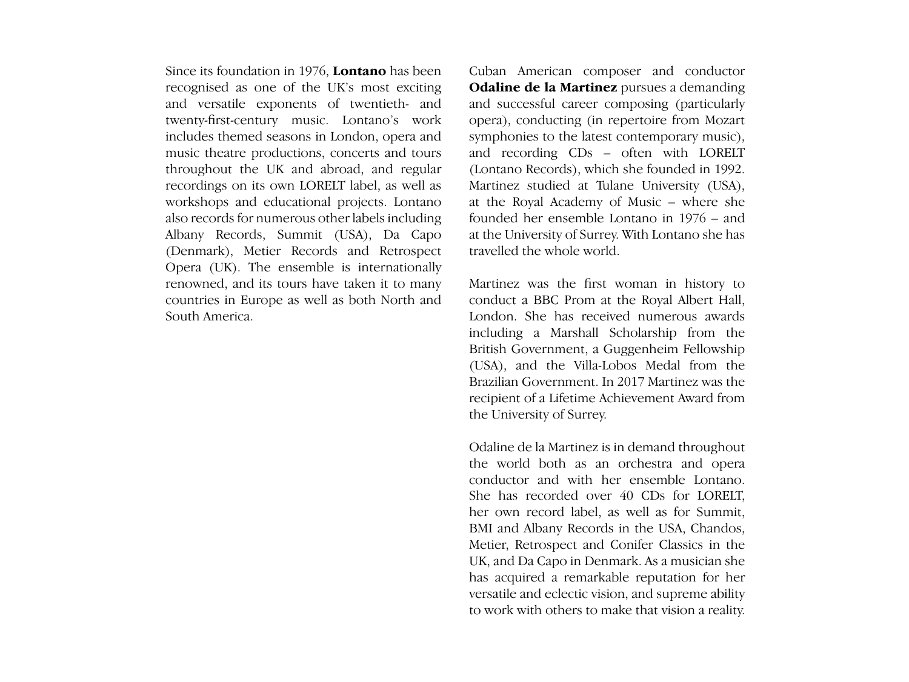Since its foundation in 1976, **Lontano** has been recognised as one of the UK's most exciting and versatile exponents of twentieth- and twenty-first-century music. Lontano's work includes themed seasons in London, opera and music theatre productions, concerts and tours throughout the UK and abroad, and regular recordings on its own LORELT label, as well as workshops and educational projects. Lontano also records for numerous other labels including Albany Records, Summit (USA), Da Capo (Denmark), Metier Records and Retrospect Opera (UK). The ensemble is internationally renowned, and its tours have taken it to many countries in Europe as well as both North and South America.

Cuban American composer and conductor **Odaline de la Martinez** pursues a demanding and successful career composing (particularly opera), conducting (in repertoire from Mozart symphonies to the latest contemporary music), and recording CDs – often with LORELT (Lontano Records), which she founded in 1992. Martinez studied at Tulane University (USA), at the Royal Academy of Music – where she founded her ensemble Lontano in 1976 – and at the University of Surrey. With Lontano she has travelled the whole world.

Martinez was the first woman in history to conduct a BBC Prom at the Royal Albert Hall, London. She has received numerous awards including a Marshall Scholarship from the British Government, a Guggenheim Fellowship (USA), and the Villa-Lobos Medal from the Brazilian Government. In 2017 Martinez was the recipient of a Lifetime Achievement Award from the University of Surrey.

Odaline de la Martinez is in demand throughout the world both as an orchestra and opera conductor and with her ensemble Lontano. She has recorded over 40 CDs for LORELT, her own record label, as well as for Summit, BMI and Albany Records in the USA, Chandos, Metier, Retrospect and Conifer Classics in the UK, and Da Capo in Denmark. As a musician she has acquired a remarkable reputation for her versatile and eclectic vision, and supreme ability to work with others to make that vision a reality.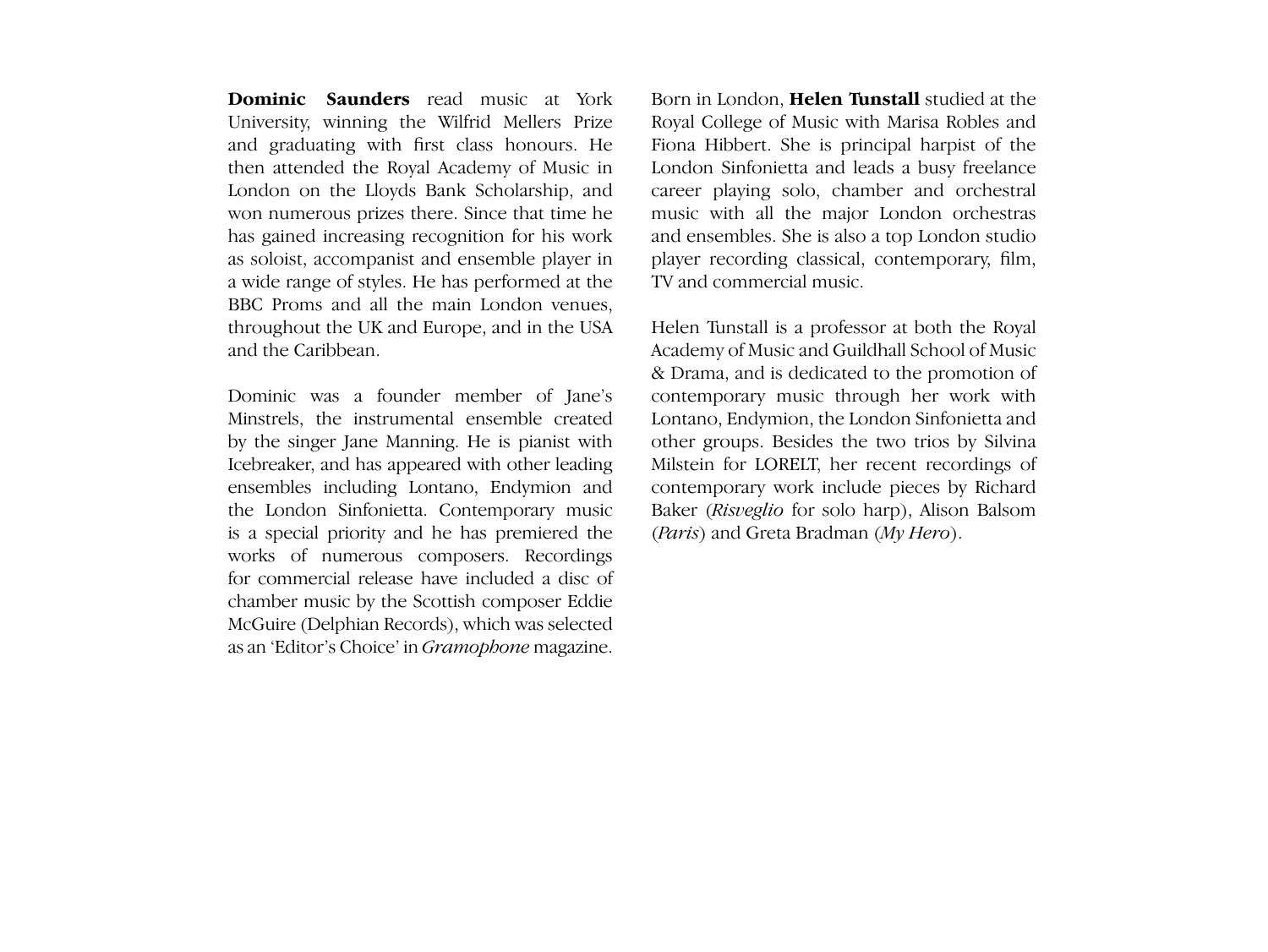**Dominic Saunders** read music at York University, winning the Wilfrid Mellers Prize and graduating with first class honours. He then attended the Royal Academy of Music in London on the Lloyds Bank Scholarship, and won numerous prizes there. Since that time he has gained increasing recognition for his work as soloist, accompanist and ensemble player in a wide range of styles. He has performed at the BBC Proms and all the main London venues, throughout the UK and Europe, and in the USA and the Caribbean.

Dominic was a founder member of Jane's Minstrels, the instrumental ensemble created by the singer Jane Manning. He is pianist with Icebreaker, and has appeared with other leading ensembles including Lontano, Endymion and the London Sinfonietta. Contemporary music is a special priority and he has premiered the works of numerous composers. Recordings for commercial release have included a disc of chamber music by the Scottish composer Eddie McGuire (Delphian Records), which was selected as an 'Editor's Choice' in *Gramophone* magazine.

Born in London, **Helen Tunstall** studied at the Royal College of Music with Marisa Robles and Fiona Hibbert. She is principal harpist of the London Sinfonietta and leads a busy freelance career playing solo, chamber and orchestral music with all the major London orchestras and ensembles. She is also a top London studio player recording classical, contemporary, film, TV and commercial music.

Helen Tunstall is a professor at both the Royal Academy of Music and Guildhall School of Music & Drama, and is dedicated to the promotion of contemporary music through her work with Lontano, Endymion, the London Sinfonietta and other groups. Besides the two trios by Silvina Milstein for LORELT, her recent recordings of contemporary work include pieces by Richard Baker (*Risveglio* for solo harp), Alison Balsom (*Paris*) and Greta Bradman (*My Hero*).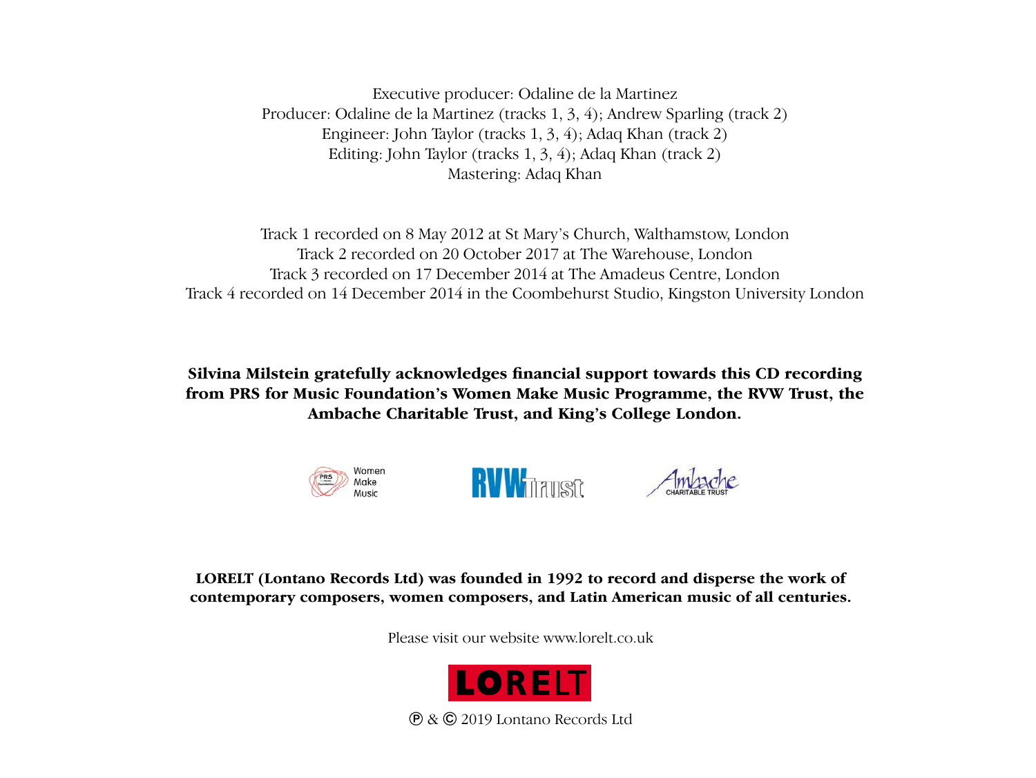Executive producer: Odaline de la Martinez
Producer: Odaline de la Martinez (tracks 1, 3, 4); Andrew Sparling (track 2)
Engineer: John Taylor (tracks 1, 3, 4); Adaq Khan (track 2)
Editing: John Taylor (tracks 1, 3, 4); Adaq Khan (track 2)
Mastering: Adaq Khan

Track 1 recorded on 8 May 2012 at St Mary's Church, Walthamstow, London
Track 2 recorded on 20 October 2017 at The Warehouse, London
Track 3 recorded on 17 December 2014 at The Amadeus Centre, London
Track 4 recorded on 14 December 2014 in the Coombehurst Studio, Kingston University London

**Silvina Milstein gratefully acknowledges financial support towards this CD recording from PRS for Music Foundation's Women Make Music Programme, the RVW Trust, the Ambache Charitable Trust, and King's College London.**

PRS Foundation Women Make Music

RVW Trust

Ambache Charitable Trust

**LORELT (Lontano Records Ltd) was founded in 1992 to record and disperse the work of contemporary composers, women composers, and Latin American music of all centuries.**

Please visit our website www.lorelt.co.uk

LORELT

℗ & © 2019 Lontano Records Ltd